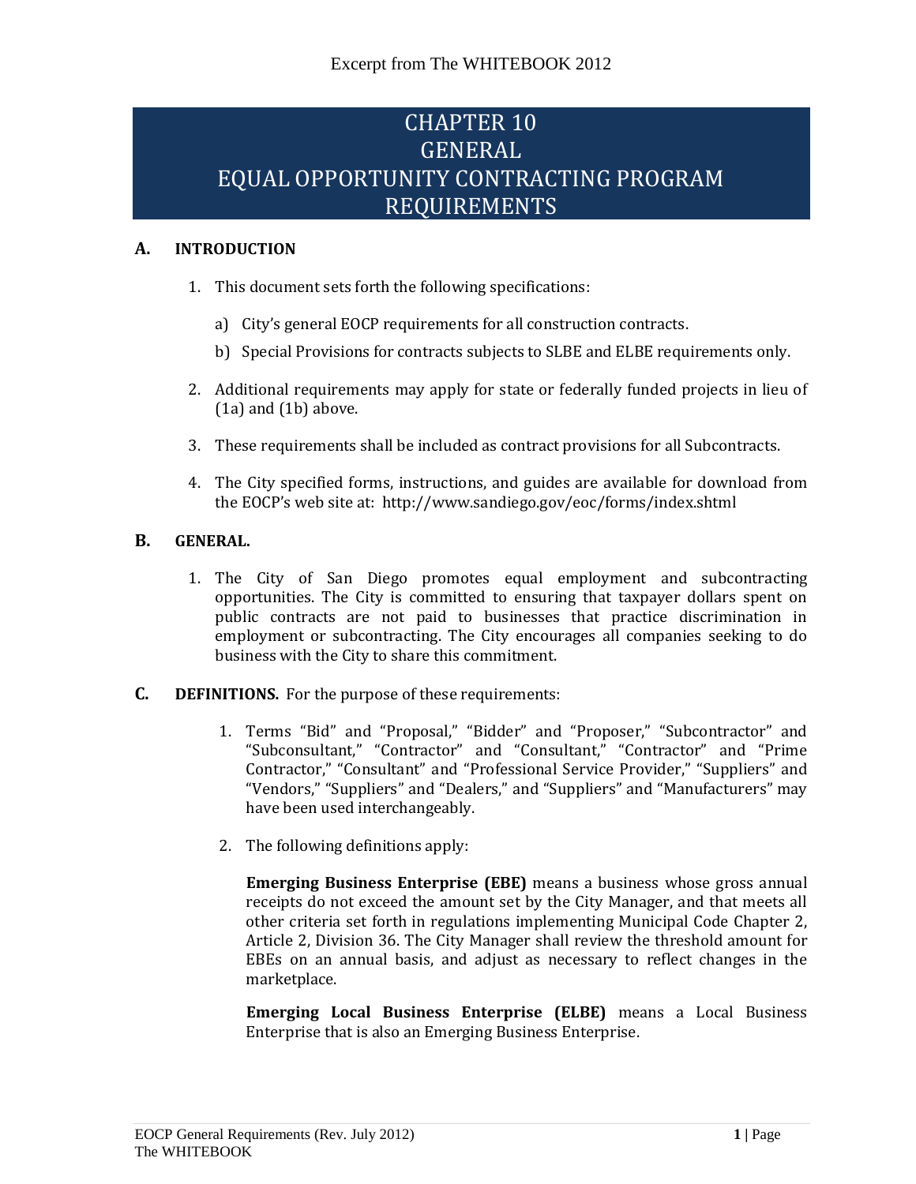Excerpt from The WHITEBOOK 2012

# CHAPTER 10
# GENERAL
# EQUAL OPPORTUNITY CONTRACTING PROGRAM REQUIREMENTS

## A. INTRODUCTION

1. This document sets forth the following specifications:

   a) City's general EOCP requirements for all construction contracts.

   b) Special Provisions for contracts subjects to SLBE and ELBE requirements only.

2. Additional requirements may apply for state or federally funded projects in lieu of (1a) and (1b) above.

3. These requirements shall be included as contract provisions for all Subcontracts.

4. The City specified forms, instructions, and guides are available for download from the EOCP's web site at: http://www.sandiego.gov/eoc/forms/index.shtml

## B. GENERAL.

1. The City of San Diego promotes equal employment and subcontracting opportunities. The City is committed to ensuring that taxpayer dollars spent on public contracts are not paid to businesses that practice discrimination in employment or subcontracting. The City encourages all companies seeking to do business with the City to share this commitment.

## C. DEFINITIONS. For the purpose of these requirements:

1. Terms "Bid" and "Proposal," "Bidder" and "Proposer," "Subcontractor" and "Subconsultant," "Contractor" and "Consultant," "Contractor" and "Prime Contractor," "Consultant" and "Professional Service Provider," "Suppliers" and "Vendors," "Suppliers" and "Dealers," and "Suppliers" and "Manufacturers" may have been used interchangeably.

2. The following definitions apply:

   **Emerging Business Enterprise (EBE)** means a business whose gross annual receipts do not exceed the amount set by the City Manager, and that meets all other criteria set forth in regulations implementing Municipal Code Chapter 2, Article 2, Division 36. The City Manager shall review the threshold amount for EBEs on an annual basis, and adjust as necessary to reflect changes in the marketplace.

   **Emerging Local Business Enterprise (ELBE)** means a Local Business Enterprise that is also an Emerging Business Enterprise.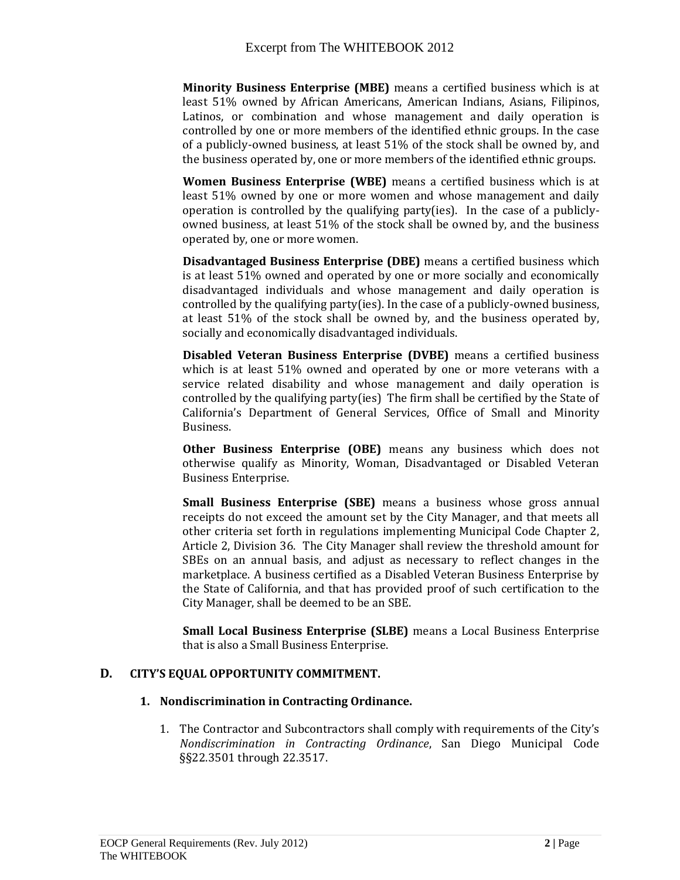**Minority Business Enterprise (MBE)** means a certified business which is at least 51% owned by African Americans, American Indians, Asians, Filipinos, Latinos, or combination and whose management and daily operation is controlled by one or more members of the identified ethnic groups. In the case of a publicly-owned business, at least 51% of the stock shall be owned by, and the business operated by, one or more members of the identified ethnic groups.

**Women Business Enterprise (WBE)** means a certified business which is at least 51% owned by one or more women and whose management and daily operation is controlled by the qualifying party(ies). In the case of a publicly-owned business, at least 51% of the stock shall be owned by, and the business operated by, one or more women.

**Disadvantaged Business Enterprise (DBE)** means a certified business which is at least 51% owned and operated by one or more socially and economically disadvantaged individuals and whose management and daily operation is controlled by the qualifying party(ies). In the case of a publicly-owned business, at least 51% of the stock shall be owned by, and the business operated by, socially and economically disadvantaged individuals.

**Disabled Veteran Business Enterprise (DVBE)** means a certified business which is at least 51% owned and operated by one or more veterans with a service related disability and whose management and daily operation is controlled by the qualifying party(ies) The firm shall be certified by the State of California's Department of General Services, Office of Small and Minority Business.

**Other Business Enterprise (OBE)** means any business which does not otherwise qualify as Minority, Woman, Disadvantaged or Disabled Veteran Business Enterprise.

**Small Business Enterprise (SBE)** means a business whose gross annual receipts do not exceed the amount set by the City Manager, and that meets all other criteria set forth in regulations implementing Municipal Code Chapter 2, Article 2, Division 36. The City Manager shall review the threshold amount for SBEs on an annual basis, and adjust as necessary to reflect changes in the marketplace. A business certified as a Disabled Veteran Business Enterprise by the State of California, and that has provided proof of such certification to the City Manager, shall be deemed to be an SBE.

**Small Local Business Enterprise (SLBE)** means a Local Business Enterprise that is also a Small Business Enterprise.

## D. CITY'S EQUAL OPPORTUNITY COMMITMENT.

### 1. Nondiscrimination in Contracting Ordinance.

1. The Contractor and Subcontractors shall comply with requirements of the City's *Nondiscrimination in Contracting Ordinance*, San Diego Municipal Code §§22.3501 through 22.3517.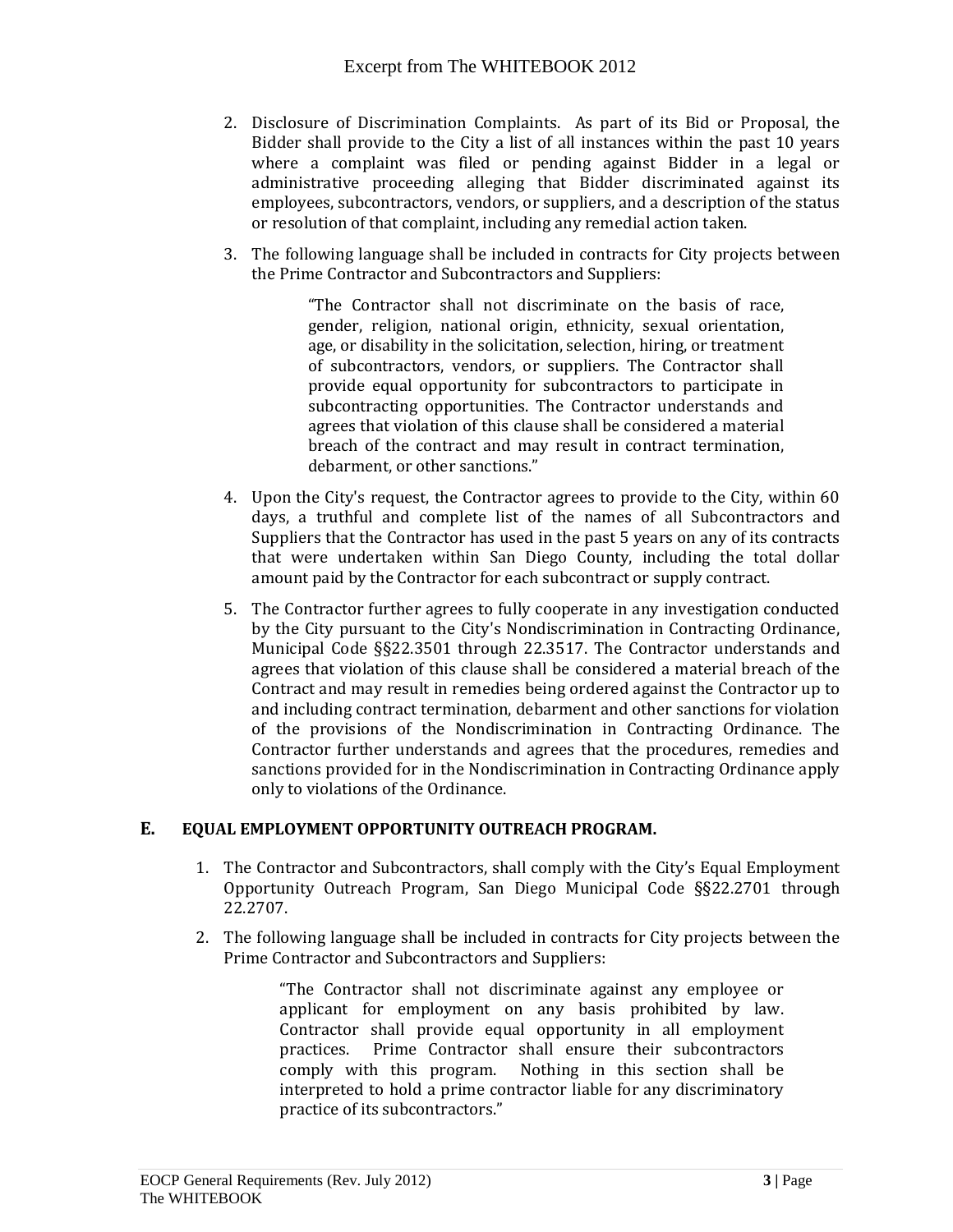2. Disclosure of Discrimination Complaints. As part of its Bid or Proposal, the Bidder shall provide to the City a list of all instances within the past 10 years where a complaint was filed or pending against Bidder in a legal or administrative proceeding alleging that Bidder discriminated against its employees, subcontractors, vendors, or suppliers, and a description of the status or resolution of that complaint, including any remedial action taken.

3. The following language shall be included in contracts for City projects between the Prime Contractor and Subcontractors and Suppliers:

   > "The Contractor shall not discriminate on the basis of race, gender, religion, national origin, ethnicity, sexual orientation, age, or disability in the solicitation, selection, hiring, or treatment of subcontractors, vendors, or suppliers. The Contractor shall provide equal opportunity for subcontractors to participate in subcontracting opportunities. The Contractor understands and agrees that violation of this clause shall be considered a material breach of the contract and may result in contract termination, debarment, or other sanctions."

4. Upon the City's request, the Contractor agrees to provide to the City, within 60 days, a truthful and complete list of the names of all Subcontractors and Suppliers that the Contractor has used in the past 5 years on any of its contracts that were undertaken within San Diego County, including the total dollar amount paid by the Contractor for each subcontract or supply contract.

5. The Contractor further agrees to fully cooperate in any investigation conducted by the City pursuant to the City's Nondiscrimination in Contracting Ordinance, Municipal Code §§22.3501 through 22.3517. The Contractor understands and agrees that violation of this clause shall be considered a material breach of the Contract and may result in remedies being ordered against the Contractor up to and including contract termination, debarment and other sanctions for violation of the provisions of the Nondiscrimination in Contracting Ordinance. The Contractor further understands and agrees that the procedures, remedies and sanctions provided for in the Nondiscrimination in Contracting Ordinance apply only to violations of the Ordinance.

## E. EQUAL EMPLOYMENT OPPORTUNITY OUTREACH PROGRAM.

1. The Contractor and Subcontractors, shall comply with the City's Equal Employment Opportunity Outreach Program, San Diego Municipal Code §§22.2701 through 22.2707.

2. The following language shall be included in contracts for City projects between the Prime Contractor and Subcontractors and Suppliers:

   > "The Contractor shall not discriminate against any employee or applicant for employment on any basis prohibited by law. Contractor shall provide equal opportunity in all employment practices. Prime Contractor shall ensure their subcontractors comply with this program. Nothing in this section shall be interpreted to hold a prime contractor liable for any discriminatory practice of its subcontractors."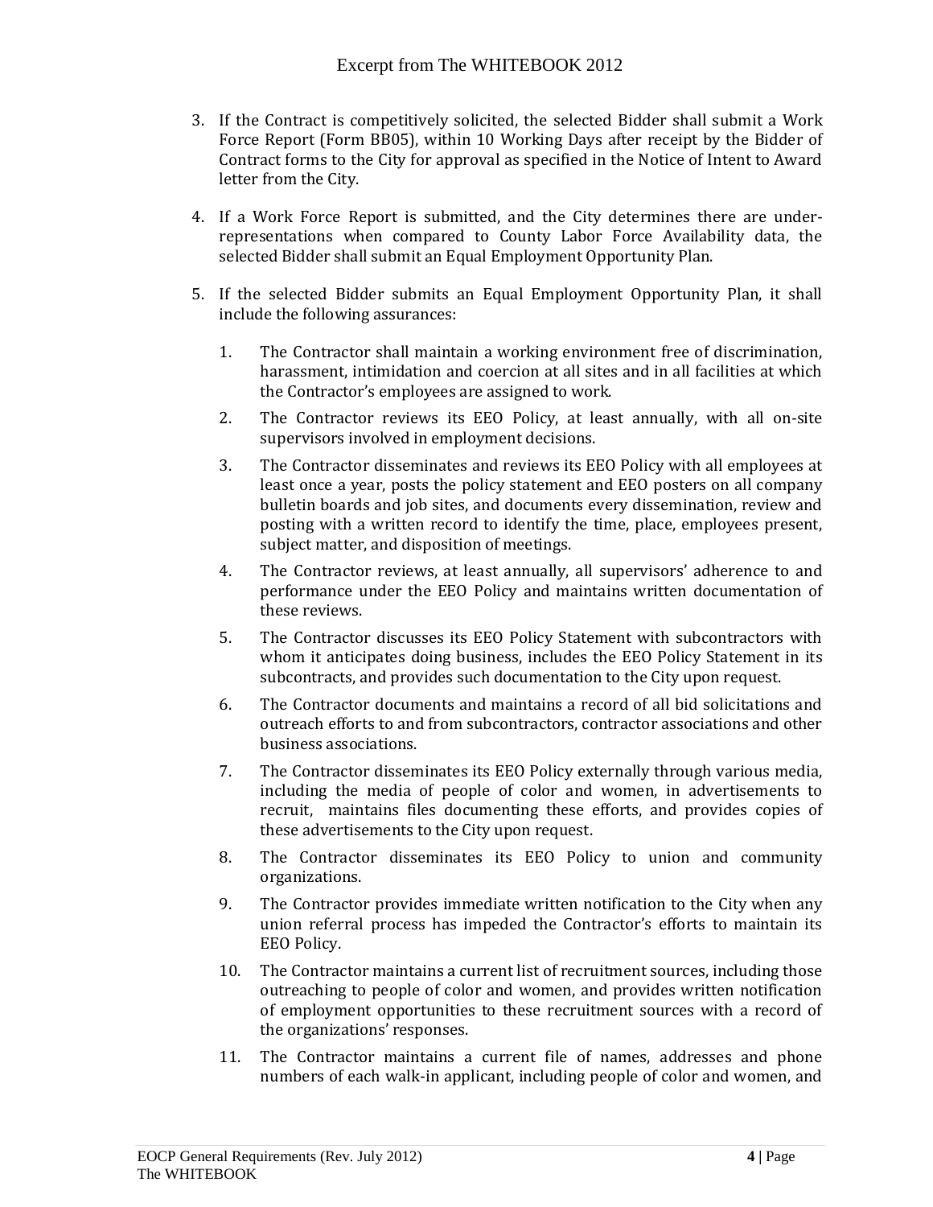3. If the Contract is competitively solicited, the selected Bidder shall submit a Work Force Report (Form BB05), within 10 Working Days after receipt by the Bidder of Contract forms to the City for approval as specified in the Notice of Intent to Award letter from the City.

4. If a Work Force Report is submitted, and the City determines there are under-representations when compared to County Labor Force Availability data, the selected Bidder shall submit an Equal Employment Opportunity Plan.

5. If the selected Bidder submits an Equal Employment Opportunity Plan, it shall include the following assurances:

    1. The Contractor shall maintain a working environment free of discrimination, harassment, intimidation and coercion at all sites and in all facilities at which the Contractor's employees are assigned to work.
    2. The Contractor reviews its EEO Policy, at least annually, with all on-site supervisors involved in employment decisions.
    3. The Contractor disseminates and reviews its EEO Policy with all employees at least once a year, posts the policy statement and EEO posters on all company bulletin boards and job sites, and documents every dissemination, review and posting with a written record to identify the time, place, employees present, subject matter, and disposition of meetings.
    4. The Contractor reviews, at least annually, all supervisors' adherence to and performance under the EEO Policy and maintains written documentation of these reviews.
    5. The Contractor discusses its EEO Policy Statement with subcontractors with whom it anticipates doing business, includes the EEO Policy Statement in its subcontracts, and provides such documentation to the City upon request.
    6. The Contractor documents and maintains a record of all bid solicitations and outreach efforts to and from subcontractors, contractor associations and other business associations.
    7. The Contractor disseminates its EEO Policy externally through various media, including the media of people of color and women, in advertisements to recruit, maintains files documenting these efforts, and provides copies of these advertisements to the City upon request.
    8. The Contractor disseminates its EEO Policy to union and community organizations.
    9. The Contractor provides immediate written notification to the City when any union referral process has impeded the Contractor's efforts to maintain its EEO Policy.
    10. The Contractor maintains a current list of recruitment sources, including those outreaching to people of color and women, and provides written notification of employment opportunities to these recruitment sources with a record of the organizations' responses.
    11. The Contractor maintains a current file of names, addresses and phone numbers of each walk-in applicant, including people of color and women, and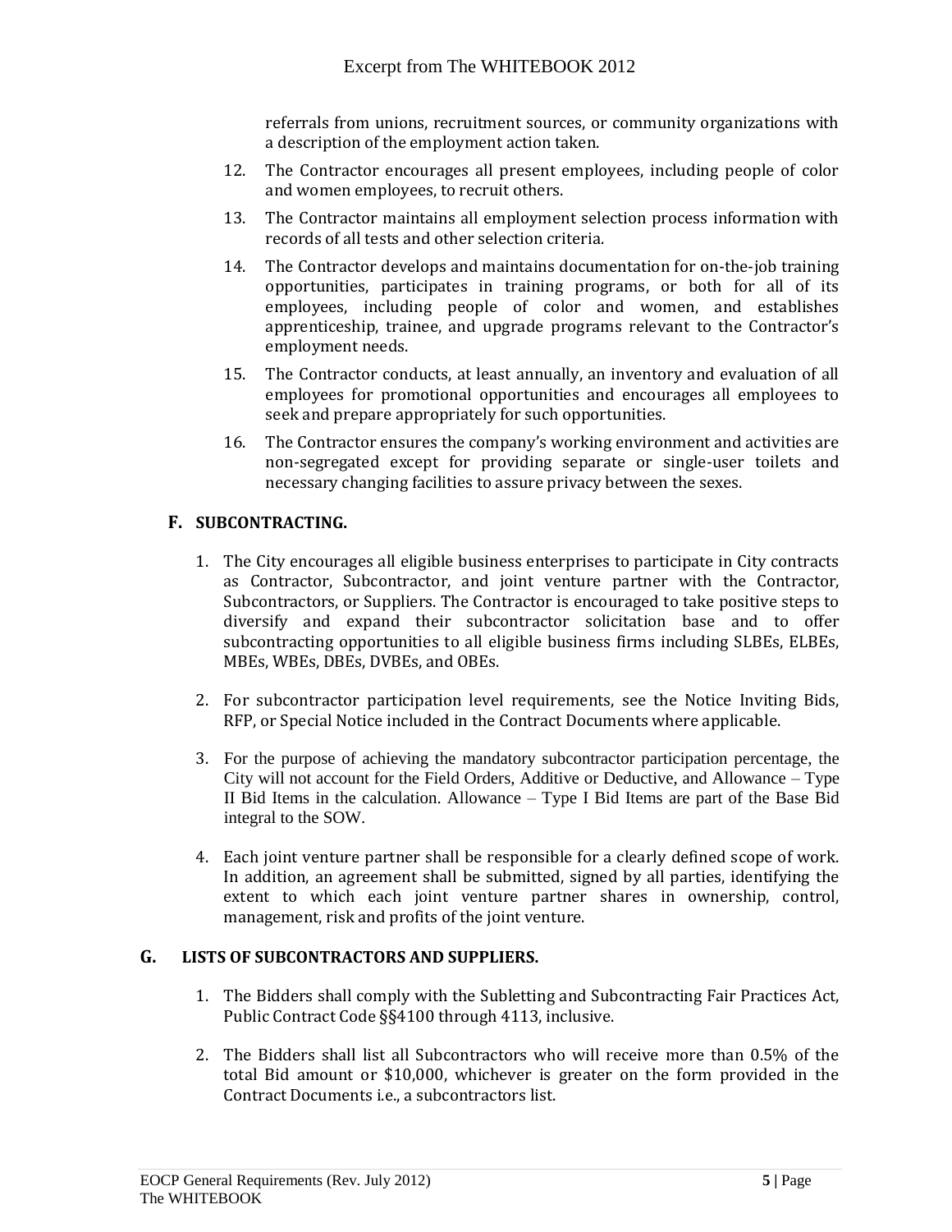referrals from unions, recruitment sources, or community organizations with a description of the employment action taken.

12. The Contractor encourages all present employees, including people of color and women employees, to recruit others.
13. The Contractor maintains all employment selection process information with records of all tests and other selection criteria.
14. The Contractor develops and maintains documentation for on-the-job training opportunities, participates in training programs, or both for all of its employees, including people of color and women, and establishes apprenticeship, trainee, and upgrade programs relevant to the Contractor's employment needs.
15. The Contractor conducts, at least annually, an inventory and evaluation of all employees for promotional opportunities and encourages all employees to seek and prepare appropriately for such opportunities.
16. The Contractor ensures the company's working environment and activities are non-segregated except for providing separate or single-user toilets and necessary changing facilities to assure privacy between the sexes.

### F. SUBCONTRACTING.

1. The City encourages all eligible business enterprises to participate in City contracts as Contractor, Subcontractor, and joint venture partner with the Contractor, Subcontractors, or Suppliers. The Contractor is encouraged to take positive steps to diversify and expand their subcontractor solicitation base and to offer subcontracting opportunities to all eligible business firms including SLBEs, ELBEs, MBEs, WBEs, DBEs, DVBEs, and OBEs.

2. For subcontractor participation level requirements, see the Notice Inviting Bids, RFP, or Special Notice included in the Contract Documents where applicable.

3. For the purpose of achieving the mandatory subcontractor participation percentage, the City will not account for the Field Orders, Additive or Deductive, and Allowance – Type II Bid Items in the calculation. Allowance – Type I Bid Items are part of the Base Bid integral to the SOW.

4. Each joint venture partner shall be responsible for a clearly defined scope of work. In addition, an agreement shall be submitted, signed by all parties, identifying the extent to which each joint venture partner shares in ownership, control, management, risk and profits of the joint venture.

### G. LISTS OF SUBCONTRACTORS AND SUPPLIERS.

1. The Bidders shall comply with the Subletting and Subcontracting Fair Practices Act, Public Contract Code §§4100 through 4113, inclusive.

2. The Bidders shall list all Subcontractors who will receive more than 0.5% of the total Bid amount or $10,000, whichever is greater on the form provided in the Contract Documents i.e., a subcontractors list.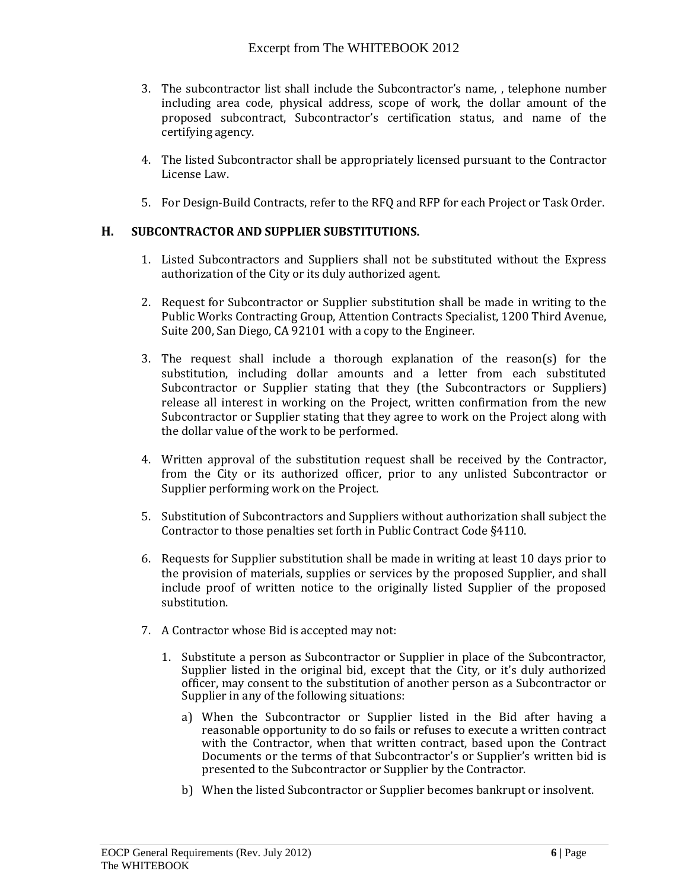3. The subcontractor list shall include the Subcontractor's name, , telephone number including area code, physical address, scope of work, the dollar amount of the proposed subcontract, Subcontractor's certification status, and name of the certifying agency.

4. The listed Subcontractor shall be appropriately licensed pursuant to the Contractor License Law.

5. For Design-Build Contracts, refer to the RFQ and RFP for each Project or Task Order.

## H. SUBCONTRACTOR AND SUPPLIER SUBSTITUTIONS.

1. Listed Subcontractors and Suppliers shall not be substituted without the Express authorization of the City or its duly authorized agent.

2. Request for Subcontractor or Supplier substitution shall be made in writing to the Public Works Contracting Group, Attention Contracts Specialist, 1200 Third Avenue, Suite 200, San Diego, CA 92101 with a copy to the Engineer.

3. The request shall include a thorough explanation of the reason(s) for the substitution, including dollar amounts and a letter from each substituted Subcontractor or Supplier stating that they (the Subcontractors or Suppliers) release all interest in working on the Project, written confirmation from the new Subcontractor or Supplier stating that they agree to work on the Project along with the dollar value of the work to be performed.

4. Written approval of the substitution request shall be received by the Contractor, from the City or its authorized officer, prior to any unlisted Subcontractor or Supplier performing work on the Project.

5. Substitution of Subcontractors and Suppliers without authorization shall subject the Contractor to those penalties set forth in Public Contract Code §4110.

6. Requests for Supplier substitution shall be made in writing at least 10 days prior to the provision of materials, supplies or services by the proposed Supplier, and shall include proof of written notice to the originally listed Supplier of the proposed substitution.

7. A Contractor whose Bid is accepted may not:

   1. Substitute a person as Subcontractor or Supplier in place of the Subcontractor, Supplier listed in the original bid, except that the City, or it's duly authorized officer, may consent to the substitution of another person as a Subcontractor or Supplier in any of the following situations:

      a) When the Subcontractor or Supplier listed in the Bid after having a reasonable opportunity to do so fails or refuses to execute a written contract with the Contractor, when that written contract, based upon the Contract Documents or the terms of that Subcontractor's or Supplier's written bid is presented to the Subcontractor or Supplier by the Contractor.

      b) When the listed Subcontractor or Supplier becomes bankrupt or insolvent.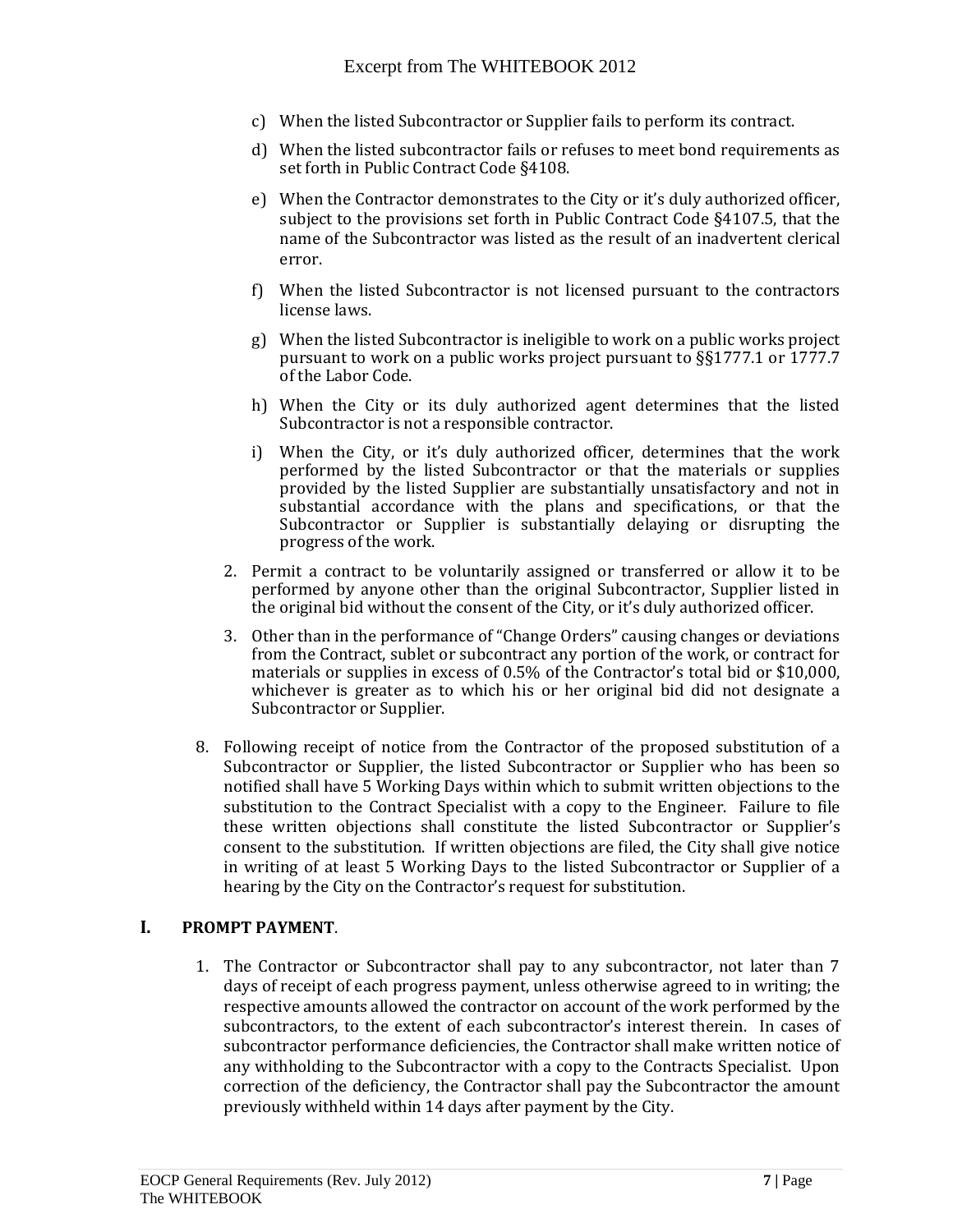c) When the listed Subcontractor or Supplier fails to perform its contract.

d) When the listed subcontractor fails or refuses to meet bond requirements as set forth in Public Contract Code §4108.

e) When the Contractor demonstrates to the City or it's duly authorized officer, subject to the provisions set forth in Public Contract Code §4107.5, that the name of the Subcontractor was listed as the result of an inadvertent clerical error.

f) When the listed Subcontractor is not licensed pursuant to the contractors license laws.

g) When the listed Subcontractor is ineligible to work on a public works project pursuant to work on a public works project pursuant to §§1777.1 or 1777.7 of the Labor Code.

h) When the City or its duly authorized agent determines that the listed Subcontractor is not a responsible contractor.

i) When the City, or it's duly authorized officer, determines that the work performed by the listed Subcontractor or that the materials or supplies provided by the listed Supplier are substantially unsatisfactory and not in substantial accordance with the plans and specifications, or that the Subcontractor or Supplier is substantially delaying or disrupting the progress of the work.

2. Permit a contract to be voluntarily assigned or transferred or allow it to be performed by anyone other than the original Subcontractor, Supplier listed in the original bid without the consent of the City, or it's duly authorized officer.

3. Other than in the performance of "Change Orders" causing changes or deviations from the Contract, sublet or subcontract any portion of the work, or contract for materials or supplies in excess of 0.5% of the Contractor's total bid or $10,000, whichever is greater as to which his or her original bid did not designate a Subcontractor or Supplier.

8. Following receipt of notice from the Contractor of the proposed substitution of a Subcontractor or Supplier, the listed Subcontractor or Supplier who has been so notified shall have 5 Working Days within which to submit written objections to the substitution to the Contract Specialist with a copy to the Engineer. Failure to file these written objections shall constitute the listed Subcontractor or Supplier's consent to the substitution. If written objections are filed, the City shall give notice in writing of at least 5 Working Days to the listed Subcontractor or Supplier of a hearing by the City on the Contractor's request for substitution.

## I. PROMPT PAYMENT.

1. The Contractor or Subcontractor shall pay to any subcontractor, not later than 7 days of receipt of each progress payment, unless otherwise agreed to in writing; the respective amounts allowed the contractor on account of the work performed by the subcontractors, to the extent of each subcontractor's interest therein. In cases of subcontractor performance deficiencies, the Contractor shall make written notice of any withholding to the Subcontractor with a copy to the Contracts Specialist. Upon correction of the deficiency, the Contractor shall pay the Subcontractor the amount previously withheld within 14 days after payment by the City.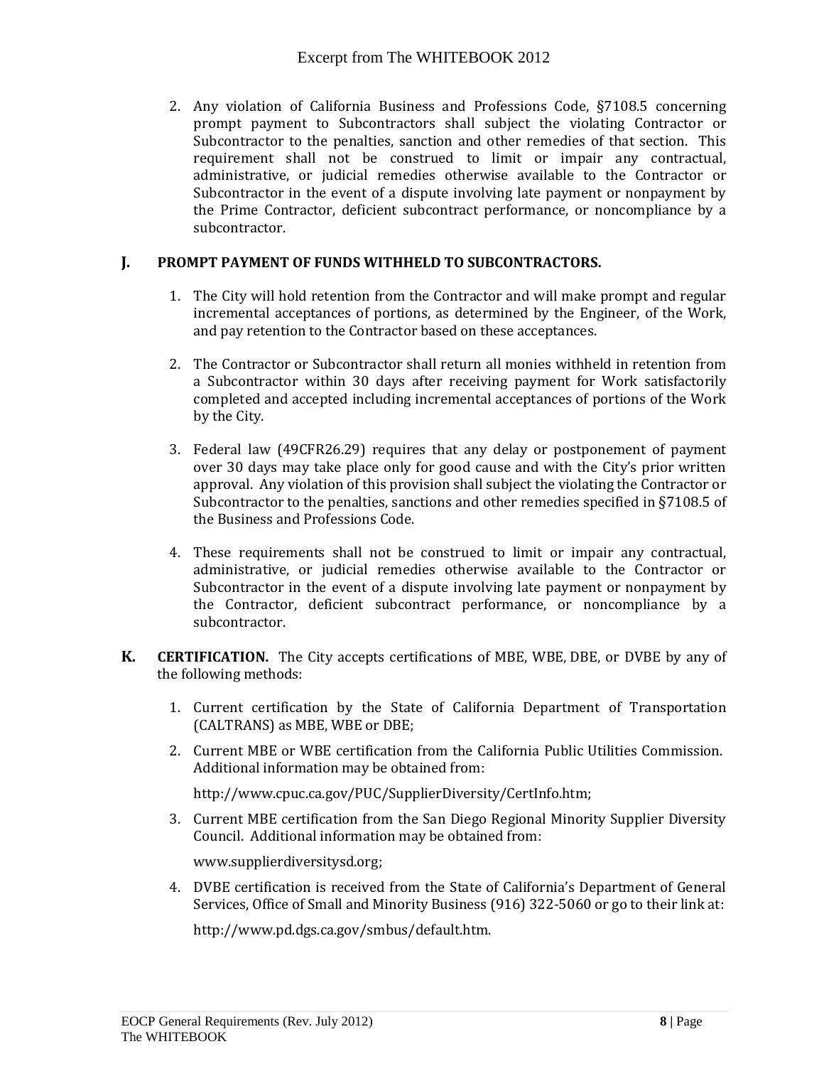2. Any violation of California Business and Professions Code, §7108.5 concerning prompt payment to Subcontractors shall subject the violating Contractor or Subcontractor to the penalties, sanction and other remedies of that section. This requirement shall not be construed to limit or impair any contractual, administrative, or judicial remedies otherwise available to the Contractor or Subcontractor in the event of a dispute involving late payment or nonpayment by the Prime Contractor, deficient subcontract performance, or noncompliance by a subcontractor.

### J. PROMPT PAYMENT OF FUNDS WITHHELD TO SUBCONTRACTORS.

1. The City will hold retention from the Contractor and will make prompt and regular incremental acceptances of portions, as determined by the Engineer, of the Work, and pay retention to the Contractor based on these acceptances.

2. The Contractor or Subcontractor shall return all monies withheld in retention from a Subcontractor within 30 days after receiving payment for Work satisfactorily completed and accepted including incremental acceptances of portions of the Work by the City.

3. Federal law (49CFR26.29) requires that any delay or postponement of payment over 30 days may take place only for good cause and with the City's prior written approval. Any violation of this provision shall subject the violating the Contractor or Subcontractor to the penalties, sanctions and other remedies specified in §7108.5 of the Business and Professions Code.

4. These requirements shall not be construed to limit or impair any contractual, administrative, or judicial remedies otherwise available to the Contractor or Subcontractor in the event of a dispute involving late payment or nonpayment by the Contractor, deficient subcontract performance, or noncompliance by a subcontractor.

**K. CERTIFICATION.** The City accepts certifications of MBE, WBE, DBE, or DVBE by any of the following methods:

1. Current certification by the State of California Department of Transportation (CALTRANS) as MBE, WBE or DBE;

2. Current MBE or WBE certification from the California Public Utilities Commission. Additional information may be obtained from:

   http://www.cpuc.ca.gov/PUC/SupplierDiversity/CertInfo.htm;

3. Current MBE certification from the San Diego Regional Minority Supplier Diversity Council. Additional information may be obtained from:

   www.supplierdiversitysd.org;

4. DVBE certification is received from the State of California's Department of General Services, Office of Small and Minority Business (916) 322-5060 or go to their link at:

   http://www.pd.dgs.ca.gov/smbus/default.htm.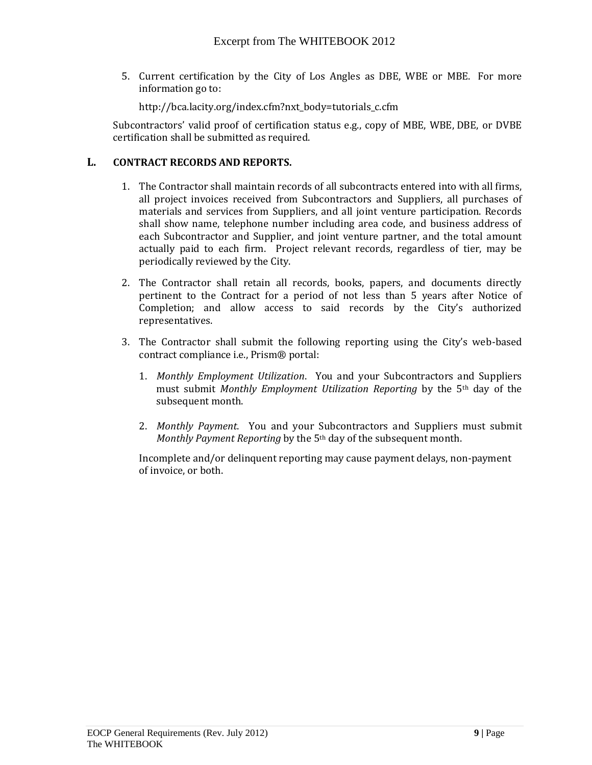5. Current certification by the City of Los Angles as DBE, WBE or MBE. For more information go to:

   http://bca.lacity.org/index.cfm?nxt_body=tutorials_c.cfm

Subcontractors' valid proof of certification status e.g., copy of MBE, WBE, DBE, or DVBE certification shall be submitted as required.

## L. CONTRACT RECORDS AND REPORTS.

1. The Contractor shall maintain records of all subcontracts entered into with all firms, all project invoices received from Subcontractors and Suppliers, all purchases of materials and services from Suppliers, and all joint venture participation. Records shall show name, telephone number including area code, and business address of each Subcontractor and Supplier, and joint venture partner, and the total amount actually paid to each firm. Project relevant records, regardless of tier, may be periodically reviewed by the City.

2. The Contractor shall retain all records, books, papers, and documents directly pertinent to the Contract for a period of not less than 5 years after Notice of Completion; and allow access to said records by the City's authorized representatives.

3. The Contractor shall submit the following reporting using the City's web-based contract compliance i.e., Prism® portal:

   1. *Monthly Employment Utilization*. You and your Subcontractors and Suppliers must submit *Monthly Employment Utilization Reporting* by the 5th day of the subsequent month.

   2. *Monthly Payment*. You and your Subcontractors and Suppliers must submit *Monthly Payment Reporting* by the 5th day of the subsequent month.

   Incomplete and/or delinquent reporting may cause payment delays, non-payment of invoice, or both.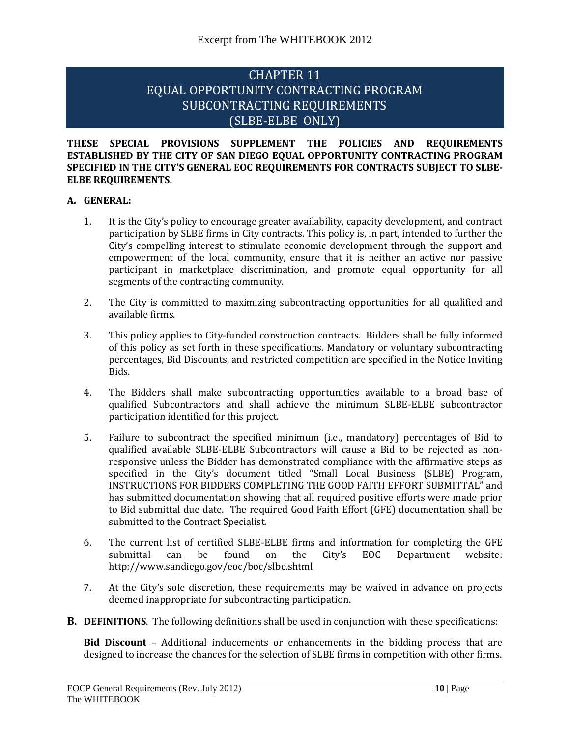# CHAPTER 11
# EQUAL OPPORTUNITY CONTRACTING PROGRAM
# SUBCONTRACTING REQUIREMENTS
# (SLBE-ELBE ONLY)

**THESE SPECIAL PROVISIONS SUPPLEMENT THE POLICIES AND REQUIREMENTS ESTABLISHED BY THE CITY OF SAN DIEGO EQUAL OPPORTUNITY CONTRACTING PROGRAM SPECIFIED IN THE CITY'S GENERAL EOC REQUIREMENTS FOR CONTRACTS SUBJECT TO SLBE-ELBE REQUIREMENTS.**

**A. GENERAL:**

1. It is the City's policy to encourage greater availability, capacity development, and contract participation by SLBE firms in City contracts. This policy is, in part, intended to further the City's compelling interest to stimulate economic development through the support and empowerment of the local community, ensure that it is neither an active nor passive participant in marketplace discrimination, and promote equal opportunity for all segments of the contracting community.

2. The City is committed to maximizing subcontracting opportunities for all qualified and available firms.

3. This policy applies to City-funded construction contracts. Bidders shall be fully informed of this policy as set forth in these specifications. Mandatory or voluntary subcontracting percentages, Bid Discounts, and restricted competition are specified in the Notice Inviting Bids.

4. The Bidders shall make subcontracting opportunities available to a broad base of qualified Subcontractors and shall achieve the minimum SLBE-ELBE subcontractor participation identified for this project.

5. Failure to subcontract the specified minimum (i.e., mandatory) percentages of Bid to qualified available SLBE-ELBE Subcontractors will cause a Bid to be rejected as non-responsive unless the Bidder has demonstrated compliance with the affirmative steps as specified in the City's document titled "Small Local Business (SLBE) Program, INSTRUCTIONS FOR BIDDERS COMPLETING THE GOOD FAITH EFFORT SUBMITTAL" and has submitted documentation showing that all required positive efforts were made prior to Bid submittal due date. The required Good Faith Effort (GFE) documentation shall be submitted to the Contract Specialist.

6. The current list of certified SLBE-ELBE firms and information for completing the GFE submittal can be found on the City's EOC Department website: http://www.sandiego.gov/eoc/boc/slbe.shtml

7. At the City's sole discretion, these requirements may be waived in advance on projects deemed inappropriate for subcontracting participation.

**B. DEFINITIONS**. The following definitions shall be used in conjunction with these specifications:

**Bid Discount** – Additional inducements or enhancements in the bidding process that are designed to increase the chances for the selection of SLBE firms in competition with other firms.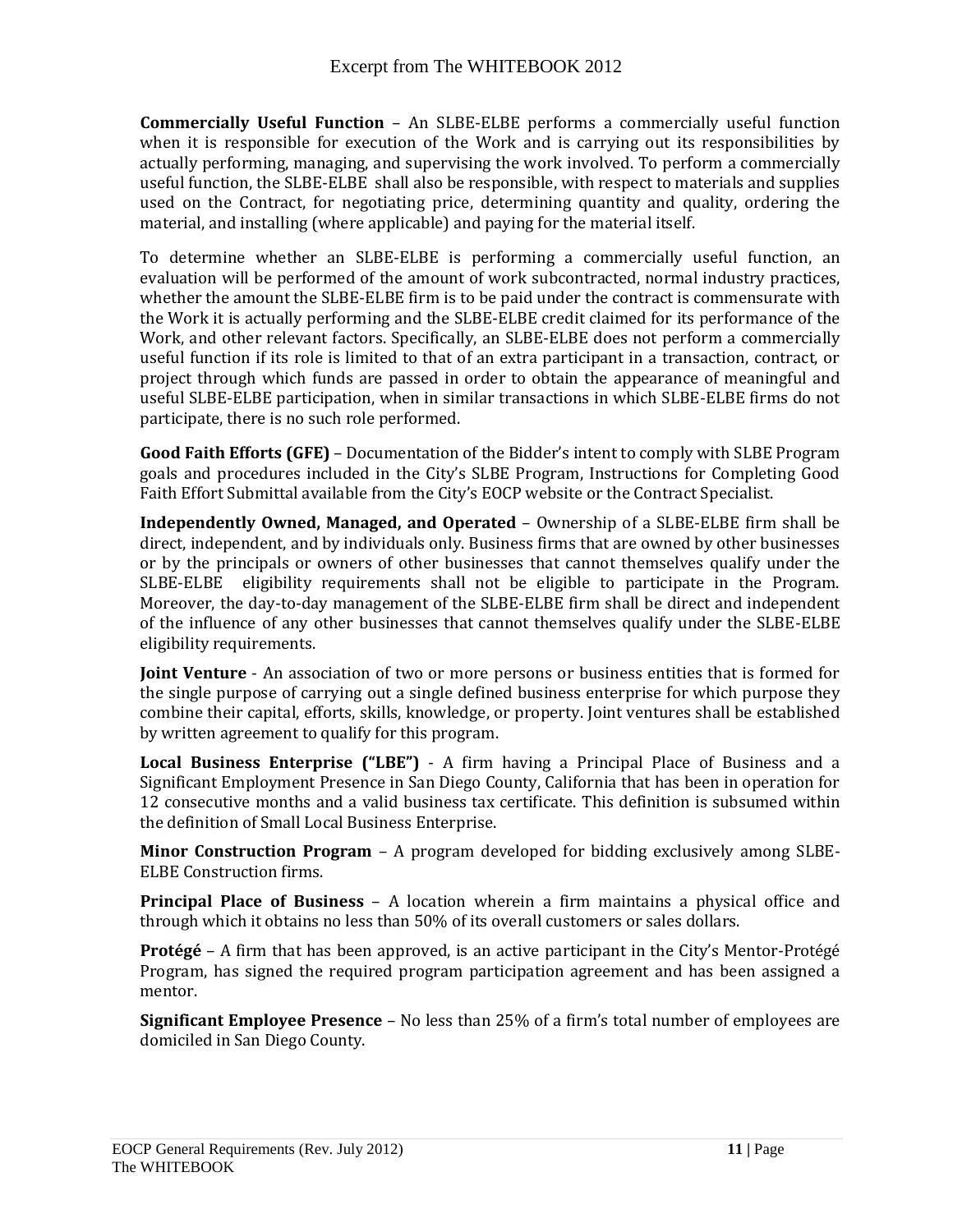**Commercially Useful Function** – An SLBE-ELBE performs a commercially useful function when it is responsible for execution of the Work and is carrying out its responsibilities by actually performing, managing, and supervising the work involved. To perform a commercially useful function, the SLBE-ELBE shall also be responsible, with respect to materials and supplies used on the Contract, for negotiating price, determining quantity and quality, ordering the material, and installing (where applicable) and paying for the material itself.

To determine whether an SLBE-ELBE is performing a commercially useful function, an evaluation will be performed of the amount of work subcontracted, normal industry practices, whether the amount the SLBE-ELBE firm is to be paid under the contract is commensurate with the Work it is actually performing and the SLBE-ELBE credit claimed for its performance of the Work, and other relevant factors. Specifically, an SLBE-ELBE does not perform a commercially useful function if its role is limited to that of an extra participant in a transaction, contract, or project through which funds are passed in order to obtain the appearance of meaningful and useful SLBE-ELBE participation, when in similar transactions in which SLBE-ELBE firms do not participate, there is no such role performed.

**Good Faith Efforts (GFE)** – Documentation of the Bidder's intent to comply with SLBE Program goals and procedures included in the City's SLBE Program, Instructions for Completing Good Faith Effort Submittal available from the City's EOCP website or the Contract Specialist.

**Independently Owned, Managed, and Operated** – Ownership of a SLBE-ELBE firm shall be direct, independent, and by individuals only. Business firms that are owned by other businesses or by the principals or owners of other businesses that cannot themselves qualify under the SLBE-ELBE eligibility requirements shall not be eligible to participate in the Program. Moreover, the day-to-day management of the SLBE-ELBE firm shall be direct and independent of the influence of any other businesses that cannot themselves qualify under the SLBE-ELBE eligibility requirements.

**Joint Venture** - An association of two or more persons or business entities that is formed for the single purpose of carrying out a single defined business enterprise for which purpose they combine their capital, efforts, skills, knowledge, or property. Joint ventures shall be established by written agreement to qualify for this program.

**Local Business Enterprise ("LBE")** - A firm having a Principal Place of Business and a Significant Employment Presence in San Diego County, California that has been in operation for 12 consecutive months and a valid business tax certificate. This definition is subsumed within the definition of Small Local Business Enterprise.

**Minor Construction Program** – A program developed for bidding exclusively among SLBE-ELBE Construction firms.

**Principal Place of Business** – A location wherein a firm maintains a physical office and through which it obtains no less than 50% of its overall customers or sales dollars.

**Protégé** – A firm that has been approved, is an active participant in the City's Mentor-Protégé Program, has signed the required program participation agreement and has been assigned a mentor.

**Significant Employee Presence** – No less than 25% of a firm's total number of employees are domiciled in San Diego County.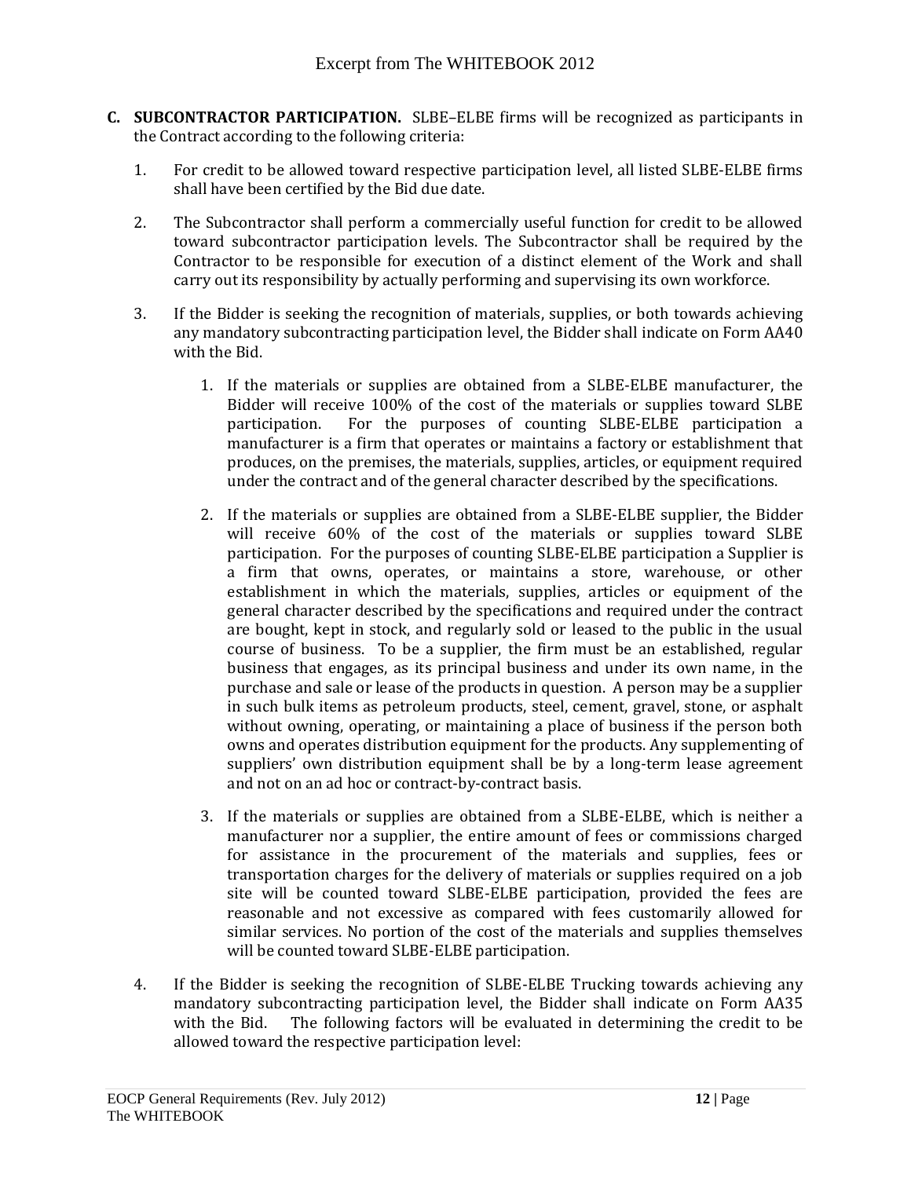**C. SUBCONTRACTOR PARTICIPATION.** SLBE–ELBE firms will be recognized as participants in the Contract according to the following criteria:

1. For credit to be allowed toward respective participation level, all listed SLBE-ELBE firms shall have been certified by the Bid due date.

2. The Subcontractor shall perform a commercially useful function for credit to be allowed toward subcontractor participation levels. The Subcontractor shall be required by the Contractor to be responsible for execution of a distinct element of the Work and shall carry out its responsibility by actually performing and supervising its own workforce.

3. If the Bidder is seeking the recognition of materials, supplies, or both towards achieving any mandatory subcontracting participation level, the Bidder shall indicate on Form AA40 with the Bid.

    1. If the materials or supplies are obtained from a SLBE-ELBE manufacturer, the Bidder will receive 100% of the cost of the materials or supplies toward SLBE participation. For the purposes of counting SLBE-ELBE participation a manufacturer is a firm that operates or maintains a factory or establishment that produces, on the premises, the materials, supplies, articles, or equipment required under the contract and of the general character described by the specifications.

    2. If the materials or supplies are obtained from a SLBE-ELBE supplier, the Bidder will receive 60% of the cost of the materials or supplies toward SLBE participation. For the purposes of counting SLBE-ELBE participation a Supplier is a firm that owns, operates, or maintains a store, warehouse, or other establishment in which the materials, supplies, articles or equipment of the general character described by the specifications and required under the contract are bought, kept in stock, and regularly sold or leased to the public in the usual course of business. To be a supplier, the firm must be an established, regular business that engages, as its principal business and under its own name, in the purchase and sale or lease of the products in question. A person may be a supplier in such bulk items as petroleum products, steel, cement, gravel, stone, or asphalt without owning, operating, or maintaining a place of business if the person both owns and operates distribution equipment for the products. Any supplementing of suppliers' own distribution equipment shall be by a long-term lease agreement and not on an ad hoc or contract-by-contract basis.

    3. If the materials or supplies are obtained from a SLBE-ELBE, which is neither a manufacturer nor a supplier, the entire amount of fees or commissions charged for assistance in the procurement of the materials and supplies, fees or transportation charges for the delivery of materials or supplies required on a job site will be counted toward SLBE-ELBE participation, provided the fees are reasonable and not excessive as compared with fees customarily allowed for similar services. No portion of the cost of the materials and supplies themselves will be counted toward SLBE-ELBE participation.

4. If the Bidder is seeking the recognition of SLBE-ELBE Trucking towards achieving any mandatory subcontracting participation level, the Bidder shall indicate on Form AA35 with the Bid. The following factors will be evaluated in determining the credit to be allowed toward the respective participation level: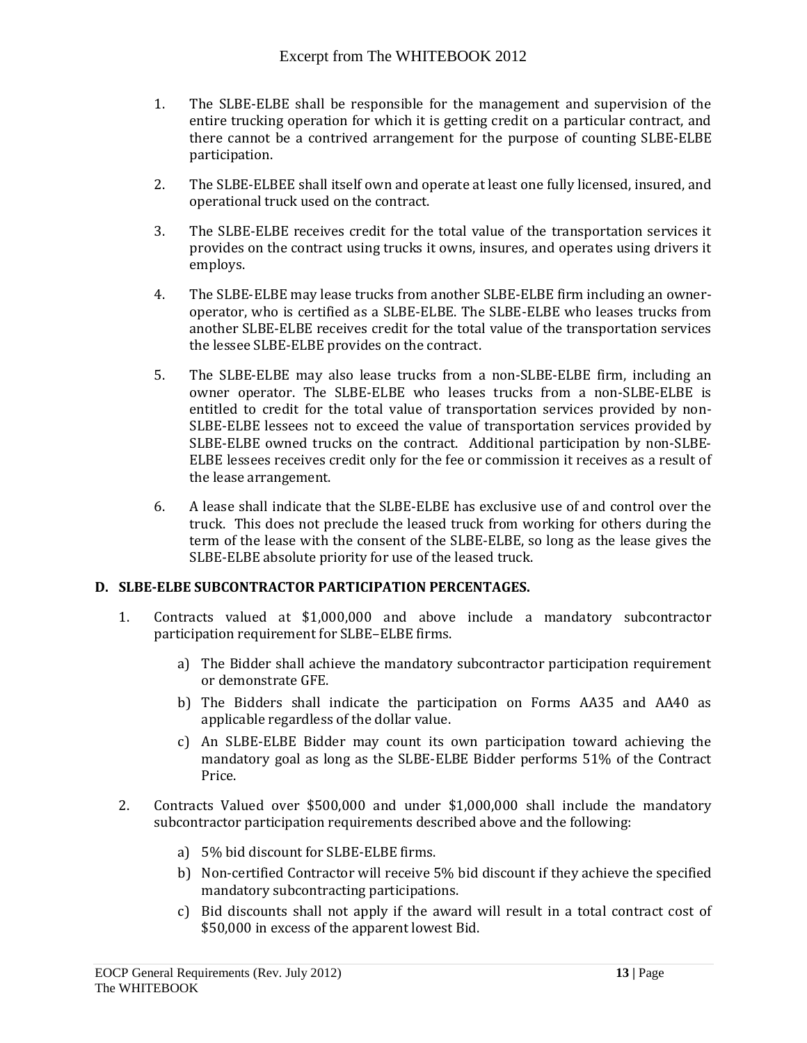1. The SLBE-ELBE shall be responsible for the management and supervision of the entire trucking operation for which it is getting credit on a particular contract, and there cannot be a contrived arrangement for the purpose of counting SLBE-ELBE participation.

2. The SLBE-ELBEE shall itself own and operate at least one fully licensed, insured, and operational truck used on the contract.

3. The SLBE-ELBE receives credit for the total value of the transportation services it provides on the contract using trucks it owns, insures, and operates using drivers it employs.

4. The SLBE-ELBE may lease trucks from another SLBE-ELBE firm including an owner-operator, who is certified as a SLBE-ELBE. The SLBE-ELBE who leases trucks from another SLBE-ELBE receives credit for the total value of the transportation services the lessee SLBE-ELBE provides on the contract.

5. The SLBE-ELBE may also lease trucks from a non-SLBE-ELBE firm, including an owner operator. The SLBE-ELBE who leases trucks from a non-SLBE-ELBE is entitled to credit for the total value of transportation services provided by non-SLBE-ELBE lessees not to exceed the value of transportation services provided by SLBE-ELBE owned trucks on the contract. Additional participation by non-SLBE-ELBE lessees receives credit only for the fee or commission it receives as a result of the lease arrangement.

6. A lease shall indicate that the SLBE-ELBE has exclusive use of and control over the truck. This does not preclude the leased truck from working for others during the term of the lease with the consent of the SLBE-ELBE, so long as the lease gives the SLBE-ELBE absolute priority for use of the leased truck.

**D. SLBE-ELBE SUBCONTRACTOR PARTICIPATION PERCENTAGES.**

1. Contracts valued at $1,000,000 and above include a mandatory subcontractor participation requirement for SLBE–ELBE firms.

    a) The Bidder shall achieve the mandatory subcontractor participation requirement or demonstrate GFE.

    b) The Bidders shall indicate the participation on Forms AA35 and AA40 as applicable regardless of the dollar value.

    c) An SLBE-ELBE Bidder may count its own participation toward achieving the mandatory goal as long as the SLBE-ELBE Bidder performs 51% of the Contract Price.

2. Contracts Valued over $500,000 and under $1,000,000 shall include the mandatory subcontractor participation requirements described above and the following:

    a) 5% bid discount for SLBE-ELBE firms.

    b) Non-certified Contractor will receive 5% bid discount if they achieve the specified mandatory subcontracting participations.

    c) Bid discounts shall not apply if the award will result in a total contract cost of $50,000 in excess of the apparent lowest Bid.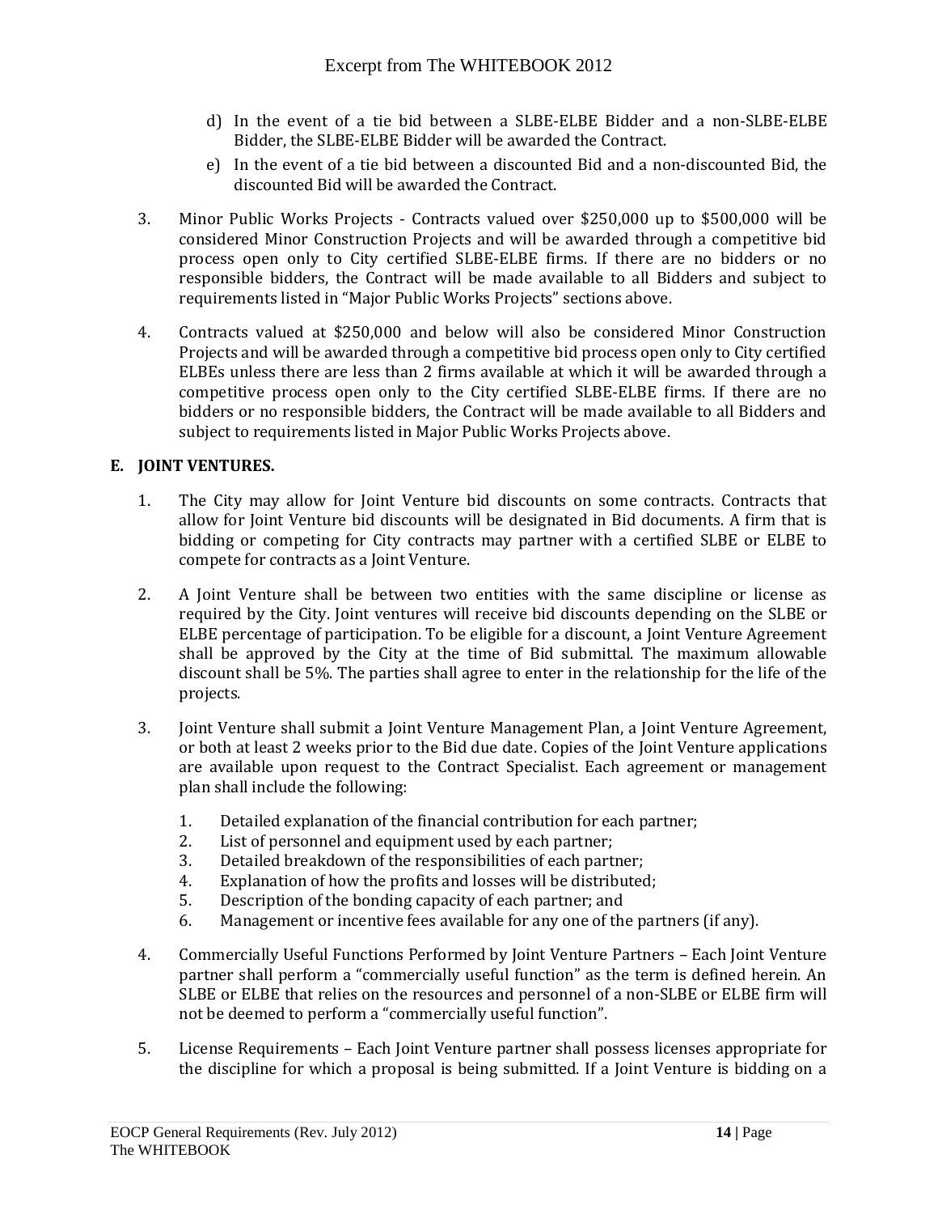d) In the event of a tie bid between a SLBE-ELBE Bidder and a non-SLBE-ELBE Bidder, the SLBE-ELBE Bidder will be awarded the Contract.

e) In the event of a tie bid between a discounted Bid and a non-discounted Bid, the discounted Bid will be awarded the Contract.

3. Minor Public Works Projects - Contracts valued over $250,000 up to $500,000 will be considered Minor Construction Projects and will be awarded through a competitive bid process open only to City certified SLBE-ELBE firms. If there are no bidders or no responsible bidders, the Contract will be made available to all Bidders and subject to requirements listed in "Major Public Works Projects" sections above.

4. Contracts valued at $250,000 and below will also be considered Minor Construction Projects and will be awarded through a competitive bid process open only to City certified ELBEs unless there are less than 2 firms available at which it will be awarded through a competitive process open only to the City certified SLBE-ELBE firms. If there are no bidders or no responsible bidders, the Contract will be made available to all Bidders and subject to requirements listed in Major Public Works Projects above.

**E. JOINT VENTURES.**

1. The City may allow for Joint Venture bid discounts on some contracts. Contracts that allow for Joint Venture bid discounts will be designated in Bid documents. A firm that is bidding or competing for City contracts may partner with a certified SLBE or ELBE to compete for contracts as a Joint Venture.

2. A Joint Venture shall be between two entities with the same discipline or license as required by the City. Joint ventures will receive bid discounts depending on the SLBE or ELBE percentage of participation. To be eligible for a discount, a Joint Venture Agreement shall be approved by the City at the time of Bid submittal. The maximum allowable discount shall be 5%. The parties shall agree to enter in the relationship for the life of the projects.

3. Joint Venture shall submit a Joint Venture Management Plan, a Joint Venture Agreement, or both at least 2 weeks prior to the Bid due date. Copies of the Joint Venture applications are available upon request to the Contract Specialist. Each agreement or management plan shall include the following:

   1. Detailed explanation of the financial contribution for each partner;
   2. List of personnel and equipment used by each partner;
   3. Detailed breakdown of the responsibilities of each partner;
   4. Explanation of how the profits and losses will be distributed;
   5. Description of the bonding capacity of each partner; and
   6. Management or incentive fees available for any one of the partners (if any).

4. Commercially Useful Functions Performed by Joint Venture Partners – Each Joint Venture partner shall perform a "commercially useful function" as the term is defined herein. An SLBE or ELBE that relies on the resources and personnel of a non-SLBE or ELBE firm will not be deemed to perform a "commercially useful function".

5. License Requirements – Each Joint Venture partner shall possess licenses appropriate for the discipline for which a proposal is being submitted. If a Joint Venture is bidding on a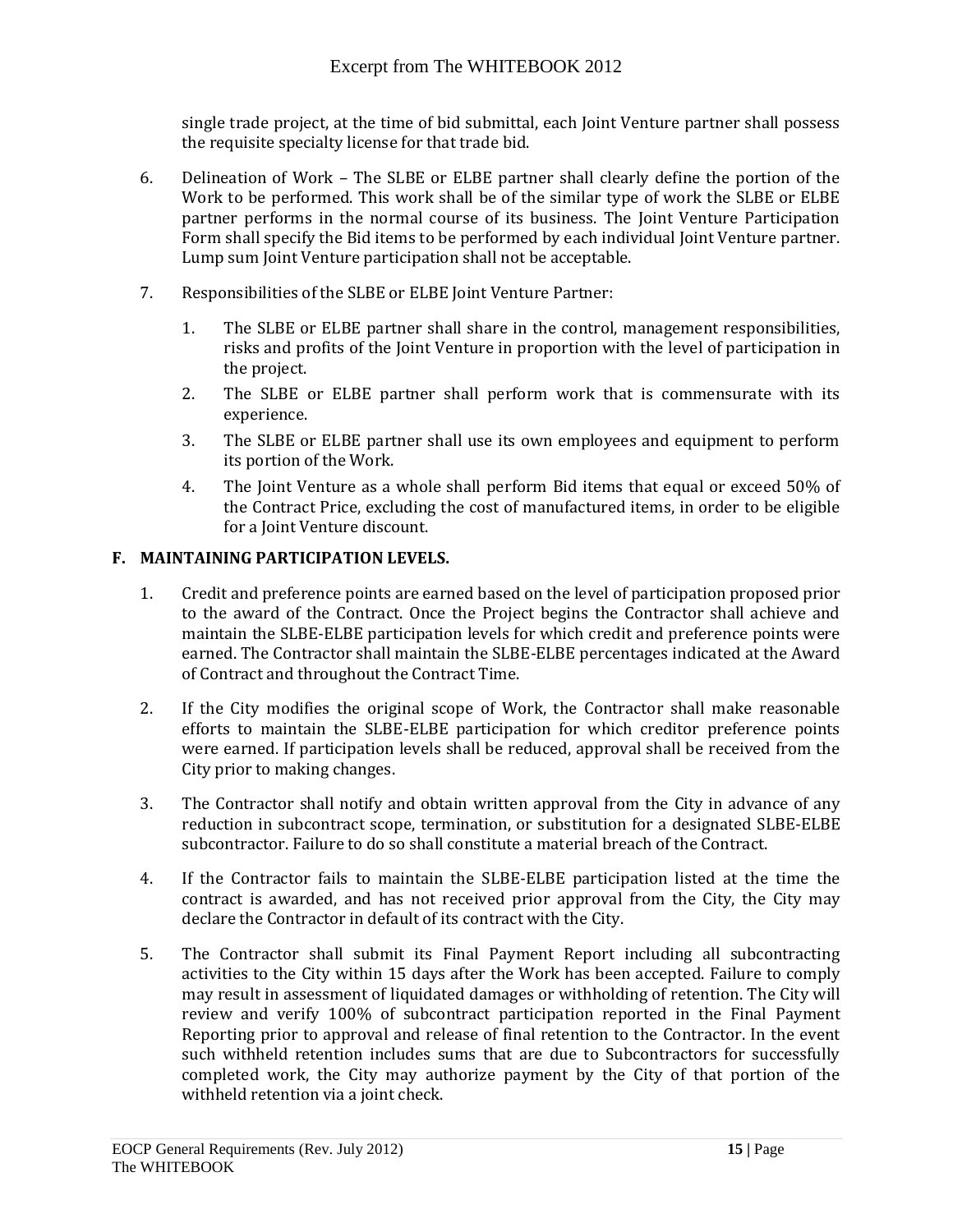single trade project, at the time of bid submittal, each Joint Venture partner shall possess the requisite specialty license for that trade bid.

6. Delineation of Work – The SLBE or ELBE partner shall clearly define the portion of the Work to be performed. This work shall be of the similar type of work the SLBE or ELBE partner performs in the normal course of its business. The Joint Venture Participation Form shall specify the Bid items to be performed by each individual Joint Venture partner. Lump sum Joint Venture participation shall not be acceptable.

7. Responsibilities of the SLBE or ELBE Joint Venture Partner:

   1. The SLBE or ELBE partner shall share in the control, management responsibilities, risks and profits of the Joint Venture in proportion with the level of participation in the project.
   2. The SLBE or ELBE partner shall perform work that is commensurate with its experience.
   3. The SLBE or ELBE partner shall use its own employees and equipment to perform its portion of the Work.
   4. The Joint Venture as a whole shall perform Bid items that equal or exceed 50% of the Contract Price, excluding the cost of manufactured items, in order to be eligible for a Joint Venture discount.

## F. MAINTAINING PARTICIPATION LEVELS.

1. Credit and preference points are earned based on the level of participation proposed prior to the award of the Contract. Once the Project begins the Contractor shall achieve and maintain the SLBE-ELBE participation levels for which credit and preference points were earned. The Contractor shall maintain the SLBE-ELBE percentages indicated at the Award of Contract and throughout the Contract Time.

2. If the City modifies the original scope of Work, the Contractor shall make reasonable efforts to maintain the SLBE-ELBE participation for which creditor preference points were earned. If participation levels shall be reduced, approval shall be received from the City prior to making changes.

3. The Contractor shall notify and obtain written approval from the City in advance of any reduction in subcontract scope, termination, or substitution for a designated SLBE-ELBE subcontractor. Failure to do so shall constitute a material breach of the Contract.

4. If the Contractor fails to maintain the SLBE-ELBE participation listed at the time the contract is awarded, and has not received prior approval from the City, the City may declare the Contractor in default of its contract with the City.

5. The Contractor shall submit its Final Payment Report including all subcontracting activities to the City within 15 days after the Work has been accepted. Failure to comply may result in assessment of liquidated damages or withholding of retention. The City will review and verify 100% of subcontract participation reported in the Final Payment Reporting prior to approval and release of final retention to the Contractor. In the event such withheld retention includes sums that are due to Subcontractors for successfully completed work, the City may authorize payment by the City of that portion of the withheld retention via a joint check.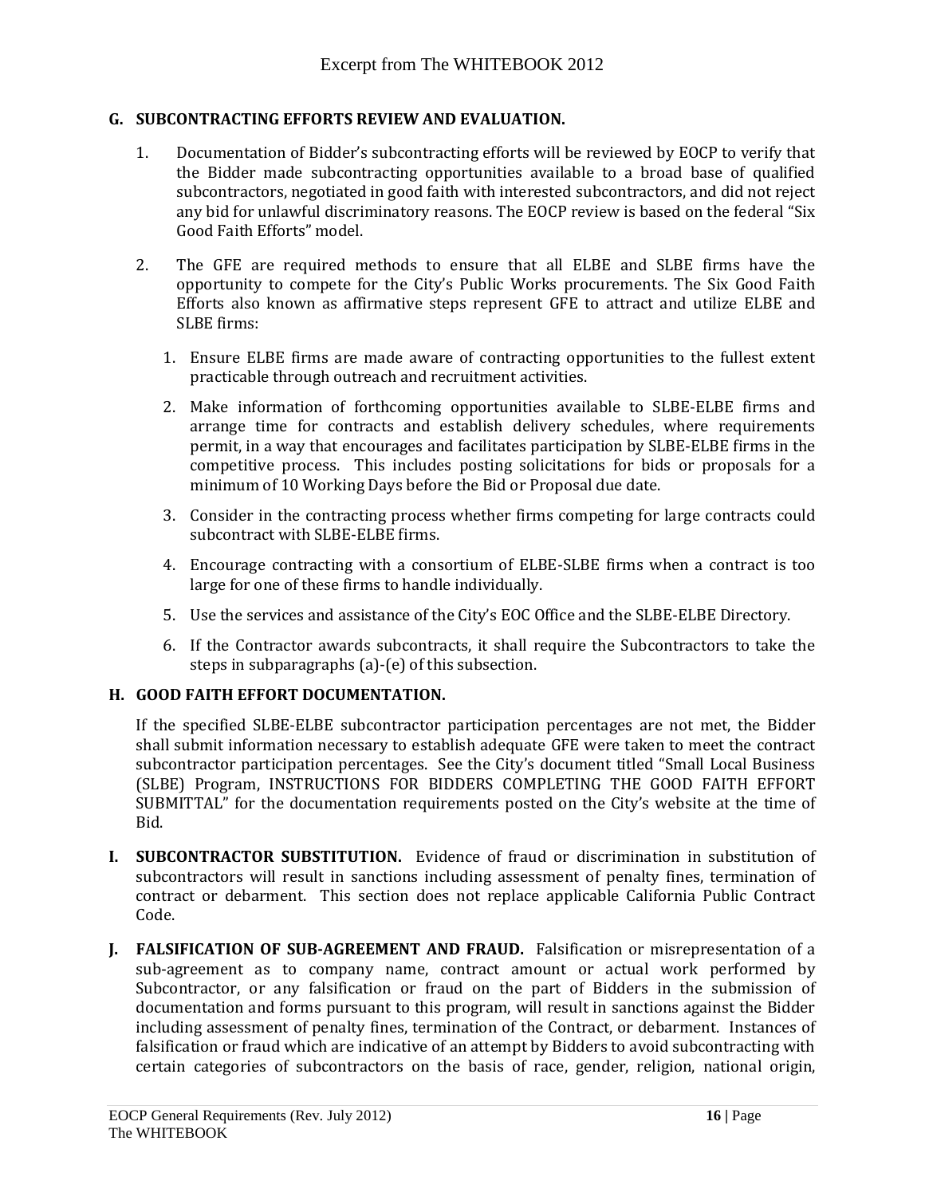## G. SUBCONTRACTING EFFORTS REVIEW AND EVALUATION.

1. Documentation of Bidder's subcontracting efforts will be reviewed by EOCP to verify that the Bidder made subcontracting opportunities available to a broad base of qualified subcontractors, negotiated in good faith with interested subcontractors, and did not reject any bid for unlawful discriminatory reasons. The EOCP review is based on the federal "Six Good Faith Efforts" model.

2. The GFE are required methods to ensure that all ELBE and SLBE firms have the opportunity to compete for the City's Public Works procurements. The Six Good Faith Efforts also known as affirmative steps represent GFE to attract and utilize ELBE and SLBE firms:

   1. Ensure ELBE firms are made aware of contracting opportunities to the fullest extent practicable through outreach and recruitment activities.
   2. Make information of forthcoming opportunities available to SLBE-ELBE firms and arrange time for contracts and establish delivery schedules, where requirements permit, in a way that encourages and facilitates participation by SLBE-ELBE firms in the competitive process. This includes posting solicitations for bids or proposals for a minimum of 10 Working Days before the Bid or Proposal due date.
   3. Consider in the contracting process whether firms competing for large contracts could subcontract with SLBE-ELBE firms.
   4. Encourage contracting with a consortium of ELBE-SLBE firms when a contract is too large for one of these firms to handle individually.
   5. Use the services and assistance of the City's EOC Office and the SLBE-ELBE Directory.
   6. If the Contractor awards subcontracts, it shall require the Subcontractors to take the steps in subparagraphs (a)-(e) of this subsection.

## H. GOOD FAITH EFFORT DOCUMENTATION.

If the specified SLBE-ELBE subcontractor participation percentages are not met, the Bidder shall submit information necessary to establish adequate GFE were taken to meet the contract subcontractor participation percentages. See the City's document titled "Small Local Business (SLBE) Program, INSTRUCTIONS FOR BIDDERS COMPLETING THE GOOD FAITH EFFORT SUBMITTAL" for the documentation requirements posted on the City's website at the time of Bid.

**I. SUBCONTRACTOR SUBSTITUTION.** Evidence of fraud or discrimination in substitution of subcontractors will result in sanctions including assessment of penalty fines, termination of contract or debarment. This section does not replace applicable California Public Contract Code.

**J. FALSIFICATION OF SUB-AGREEMENT AND FRAUD.** Falsification or misrepresentation of a sub-agreement as to company name, contract amount or actual work performed by Subcontractor, or any falsification or fraud on the part of Bidders in the submission of documentation and forms pursuant to this program, will result in sanctions against the Bidder including assessment of penalty fines, termination of the Contract, or debarment. Instances of falsification or fraud which are indicative of an attempt by Bidders to avoid subcontracting with certain categories of subcontractors on the basis of race, gender, religion, national origin,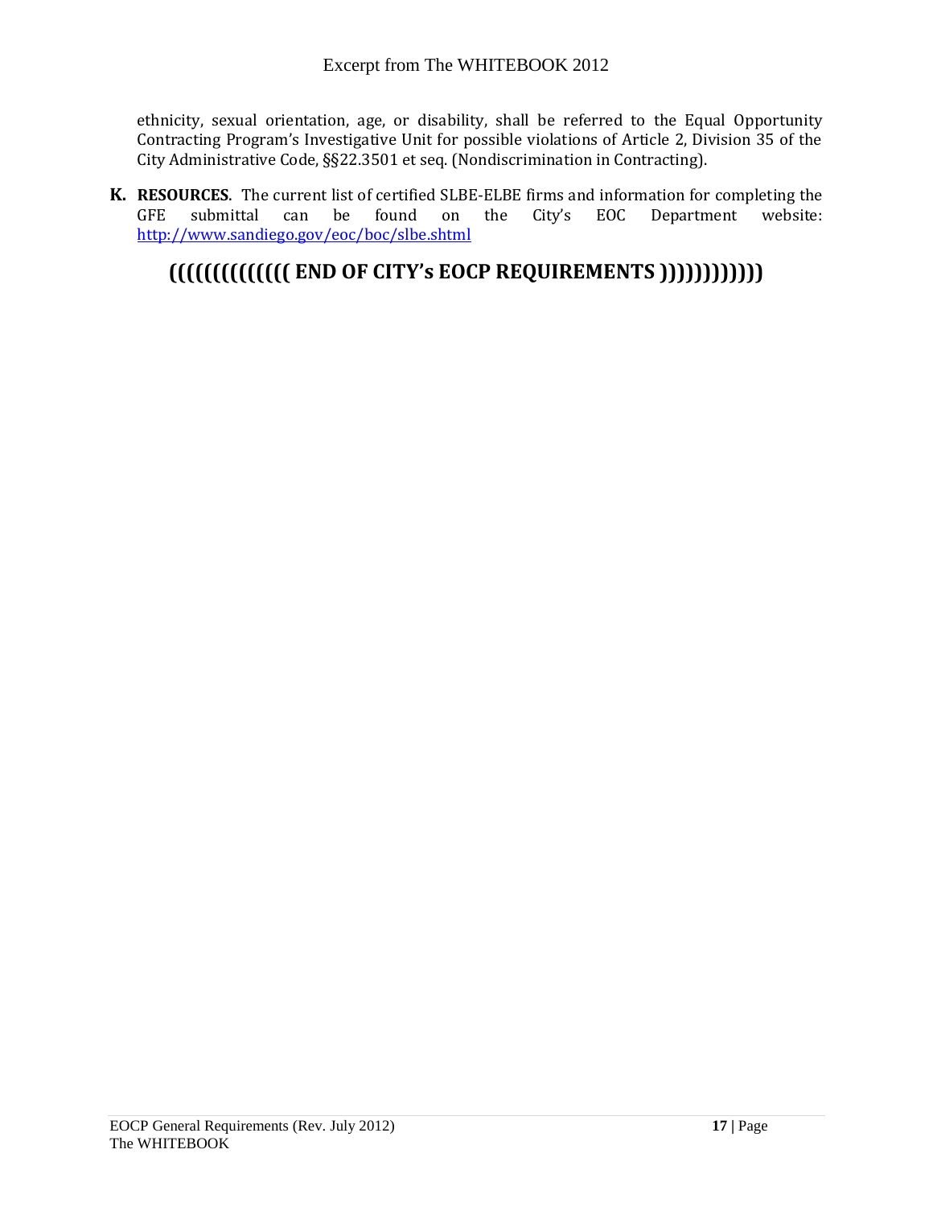ethnicity, sexual orientation, age, or disability, shall be referred to the Equal Opportunity Contracting Program's Investigative Unit for possible violations of Article 2, Division 35 of the City Administrative Code, §§22.3501 et seq. (Nondiscrimination in Contracting).

**K. RESOURCES**. The current list of certified SLBE-ELBE firms and information for completing the GFE submittal can be found on the City's EOC Department website: http://www.sandiego.gov/eoc/boc/slbe.shtml

**(((((((((((((( END OF CITY's EOCP REQUIREMENTS ))))))))))))**